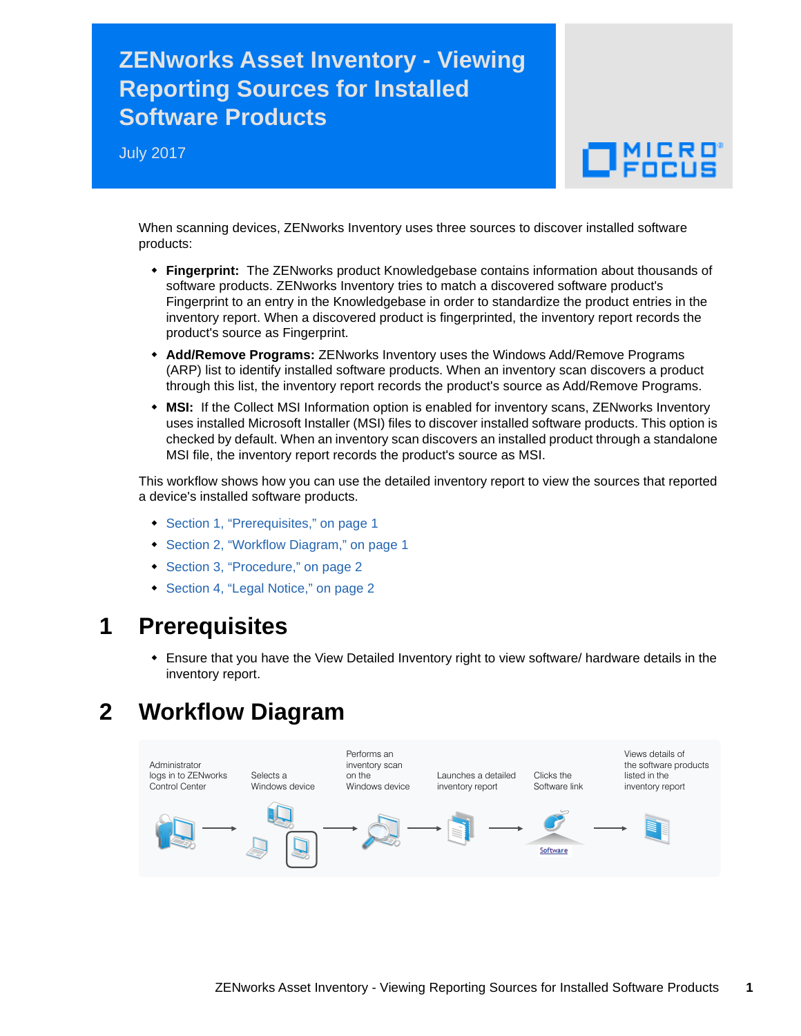# ZENworks Asset Inventory - Viewing Reporting Sources for Installed Software Products

July 2017

When scanning devices, ZENworks Inventory uses three sources to discover installed software products:

- **Fingerprint:** The ZENworks product Knowledgebase contains information about thousands of software products. ZENworks Inventory tries to match a discovered software product's Fingerprint to an entry in the Knowledgebase in order to standardize the product entries in the inventory report. When a discovered product is fingerprinted, the inventory report records the product's source as Fingerprint.
- **Add/Remove Programs:** ZENworks Inventory uses the Windows Add/Remove Programs (ARP) list to identify installed software products. When an inventory scan discovers a product through this list, the inventory report records the product's source as Add/Remove Programs.
- **MSI:** If the Collect MSI Information option is enabled for inventory scans, ZENworks Inventory uses installed Microsoft Installer (MSI) files to discover installed software products. This option is checked by default. When an inventory scan discovers an installed product through a standalone MSI file, the inventory report records the product's source as MSI.

This workflow shows how you can use the detailed inventory report to view the sources that reported a device's installed software products.

- Section 1, "Prerequisites," on page 1
- Section 2, "Workflow Diagram," on page 1
- Section 3, "Procedure," on page 2
- Section 4, "Legal Notice," on page 2

## 1 Prerequisites

- Ensure that you have the View Detailed Inventory right to view software/ hardware details in the inventory report.

## 2 Workflow Diagram

Administrator logs in to ZENworks Control Center → Selects a Windows device → Performs an inventory scan on the Windows device → Launches a detailed inventory report → Clicks the Software link → Views details of the software products listed in the inventory report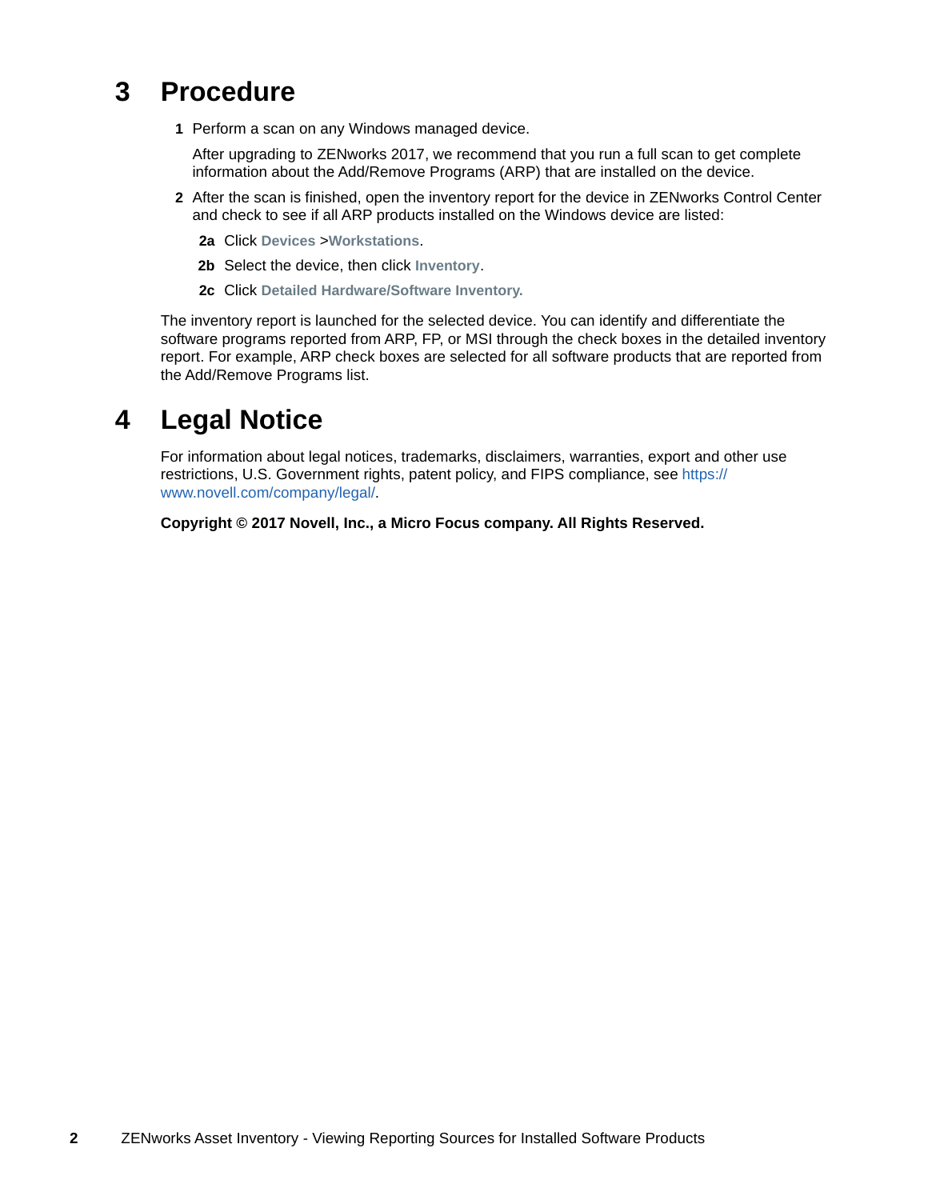# 3 Procedure

1 Perform a scan on any Windows managed device.

   After upgrading to ZENworks 2017, we recommend that you run a full scan to get complete information about the Add/Remove Programs (ARP) that are installed on the device.

2 After the scan is finished, open the inventory report for the device in ZENworks Control Center and check to see if all ARP products installed on the Windows device are listed:

   **2a** Click **Devices** >**Workstations**.

   **2b** Select the device, then click **Inventory**.

   **2c** Click **Detailed Hardware/Software Inventory.**

The inventory report is launched for the selected device. You can identify and differentiate the software programs reported from ARP, FP, or MSI through the check boxes in the detailed inventory report. For example, ARP check boxes are selected for all software products that are reported from the Add/Remove Programs list.

# 4 Legal Notice

For information about legal notices, trademarks, disclaimers, warranties, export and other use restrictions, U.S. Government rights, patent policy, and FIPS compliance, see https://www.novell.com/company/legal/.

**Copyright © 2017 Novell, Inc., a Micro Focus company. All Rights Reserved.**